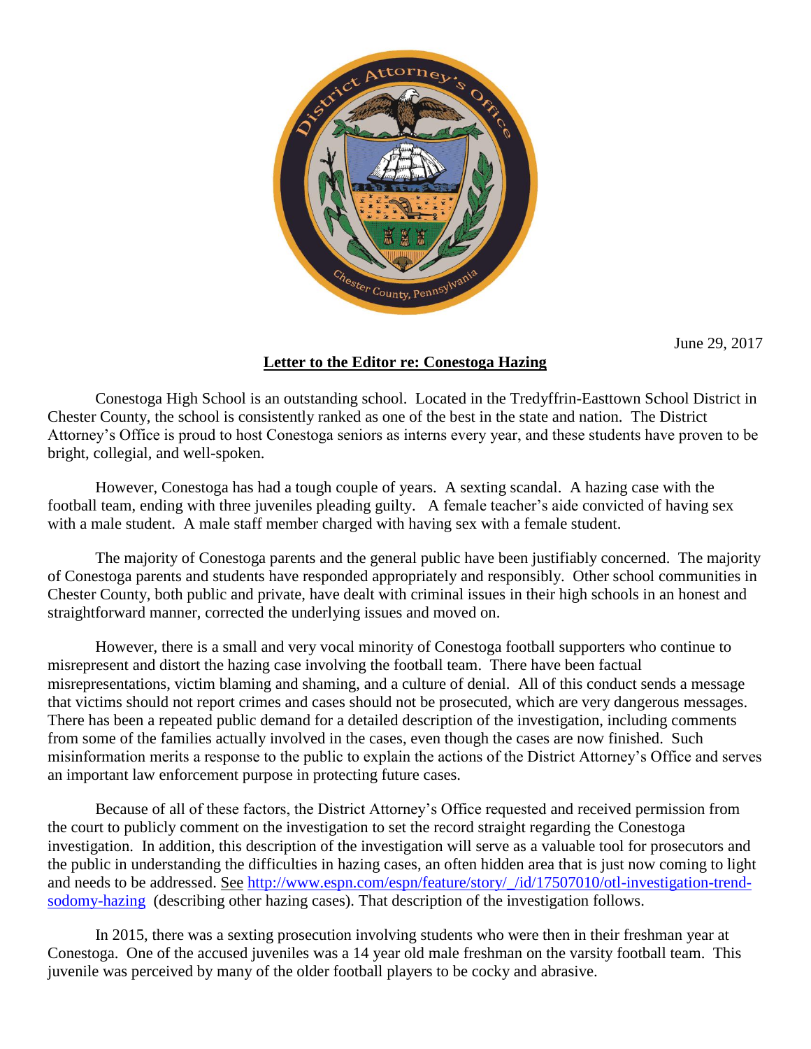June 29, 2017

**Letter to the Editor re: Conestoga Hazing**

Conestoga High School is an outstanding school. Located in the Tredyffrin-Easttown School District in Chester County, the school is consistently ranked as one of the best in the state and nation. The District Attorney's Office is proud to host Conestoga seniors as interns every year, and these students have proven to be bright, collegial, and well-spoken.

However, Conestoga has had a tough couple of years. A sexting scandal. A hazing case with the football team, ending with three juveniles pleading guilty. A female teacher's aide convicted of having sex with a male student. A male staff member charged with having sex with a female student.

The majority of Conestoga parents and the general public have been justifiably concerned. The majority of Conestoga parents and students have responded appropriately and responsibly. Other school communities in Chester County, both public and private, have dealt with criminal issues in their high schools in an honest and straightforward manner, corrected the underlying issues and moved on.

However, there is a small and very vocal minority of Conestoga football supporters who continue to misrepresent and distort the hazing case involving the football team. There have been factual misrepresentations, victim blaming and shaming, and a culture of denial. All of this conduct sends a message that victims should not report crimes and cases should not be prosecuted, which are very dangerous messages. There has been a repeated public demand for a detailed description of the investigation, including comments from some of the families actually involved in the cases, even though the cases are now finished. Such misinformation merits a response to the public to explain the actions of the District Attorney's Office and serves an important law enforcement purpose in protecting future cases.

Because of all of these factors, the District Attorney's Office requested and received permission from the court to publicly comment on the investigation to set the record straight regarding the Conestoga investigation. In addition, this description of the investigation will serve as a valuable tool for prosecutors and the public in understanding the difficulties in hazing cases, an often hidden area that is just now coming to light and needs to be addressed. See [http://www.espn.com/espn/feature/story/_/id/17507010/otl-investigation-trend-sodomy-hazing](http://www.espn.com/espn/feature/story/_/id/17507010/otl-investigation-trend-sodomy-hazing) (describing other hazing cases). That description of the investigation follows.

In 2015, there was a sexting prosecution involving students who were then in their freshman year at Conestoga. One of the accused juveniles was a 14 year old male freshman on the varsity football team. This juvenile was perceived by many of the older football players to be cocky and abrasive.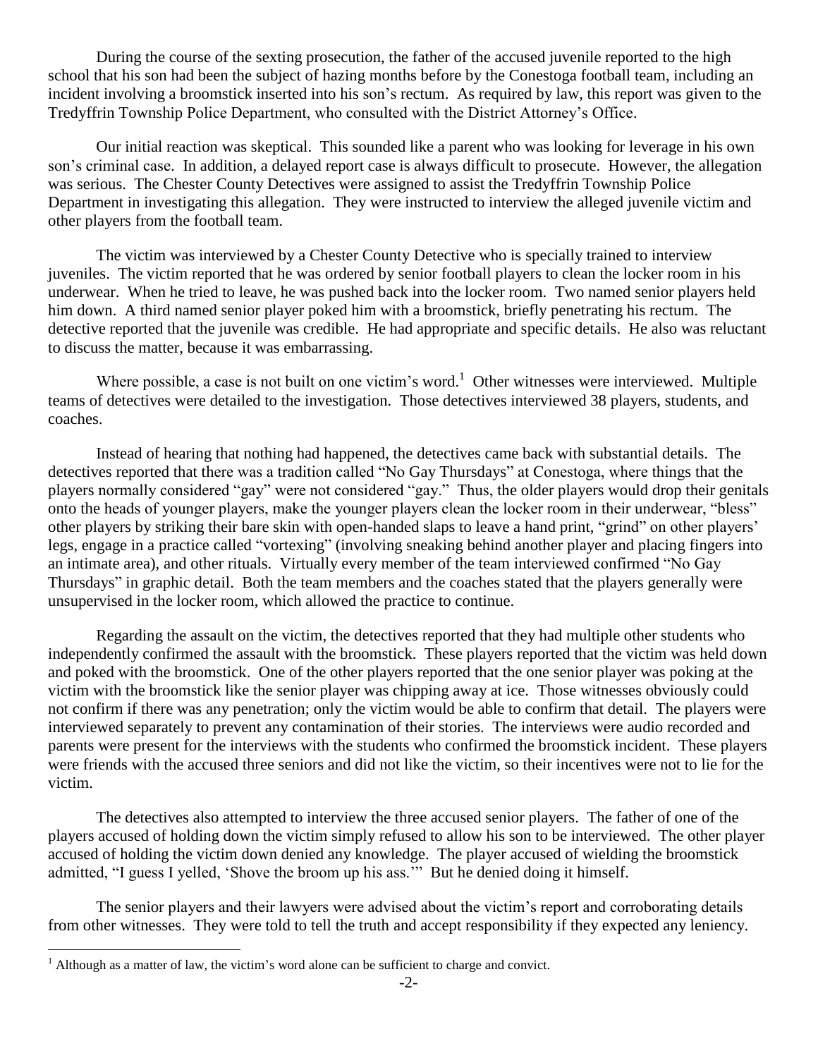During the course of the sexting prosecution, the father of the accused juvenile reported to the high school that his son had been the subject of hazing months before by the Conestoga football team, including an incident involving a broomstick inserted into his son's rectum. As required by law, this report was given to the Tredyffrin Township Police Department, who consulted with the District Attorney's Office.

Our initial reaction was skeptical. This sounded like a parent who was looking for leverage in his own son's criminal case. In addition, a delayed report case is always difficult to prosecute. However, the allegation was serious. The Chester County Detectives were assigned to assist the Tredyffrin Township Police Department in investigating this allegation. They were instructed to interview the alleged juvenile victim and other players from the football team.

The victim was interviewed by a Chester County Detective who is specially trained to interview juveniles. The victim reported that he was ordered by senior football players to clean the locker room in his underwear. When he tried to leave, he was pushed back into the locker room. Two named senior players held him down. A third named senior player poked him with a broomstick, briefly penetrating his rectum. The detective reported that the juvenile was credible. He had appropriate and specific details. He also was reluctant to discuss the matter, because it was embarrassing.

Where possible, a case is not built on one victim's word.[1] Other witnesses were interviewed. Multiple teams of detectives were detailed to the investigation. Those detectives interviewed 38 players, students, and coaches.

Instead of hearing that nothing had happened, the detectives came back with substantial details. The detectives reported that there was a tradition called "No Gay Thursdays" at Conestoga, where things that the players normally considered "gay" were not considered "gay." Thus, the older players would drop their genitals onto the heads of younger players, make the younger players clean the locker room in their underwear, "bless" other players by striking their bare skin with open-handed slaps to leave a hand print, "grind" on other players' legs, engage in a practice called "vortexing" (involving sneaking behind another player and placing fingers into an intimate area), and other rituals. Virtually every member of the team interviewed confirmed "No Gay Thursdays" in graphic detail. Both the team members and the coaches stated that the players generally were unsupervised in the locker room, which allowed the practice to continue.

Regarding the assault on the victim, the detectives reported that they had multiple other students who independently confirmed the assault with the broomstick. These players reported that the victim was held down and poked with the broomstick. One of the other players reported that the one senior player was poking at the victim with the broomstick like the senior player was chipping away at ice. Those witnesses obviously could not confirm if there was any penetration; only the victim would be able to confirm that detail. The players were interviewed separately to prevent any contamination of their stories. The interviews were audio recorded and parents were present for the interviews with the students who confirmed the broomstick incident. These players were friends with the accused three seniors and did not like the victim, so their incentives were not to lie for the victim.

The detectives also attempted to interview the three accused senior players. The father of one of the players accused of holding down the victim simply refused to allow his son to be interviewed. The other player accused of holding the victim down denied any knowledge. The player accused of wielding the broomstick admitted, "I guess I yelled, 'Shove the broom up his ass.'" But he denied doing it himself.

The senior players and their lawyers were advised about the victim's report and corroborating details from other witnesses. They were told to tell the truth and accept responsibility if they expected any leniency.

[1] Although as a matter of law, the victim's word alone can be sufficient to charge and convict.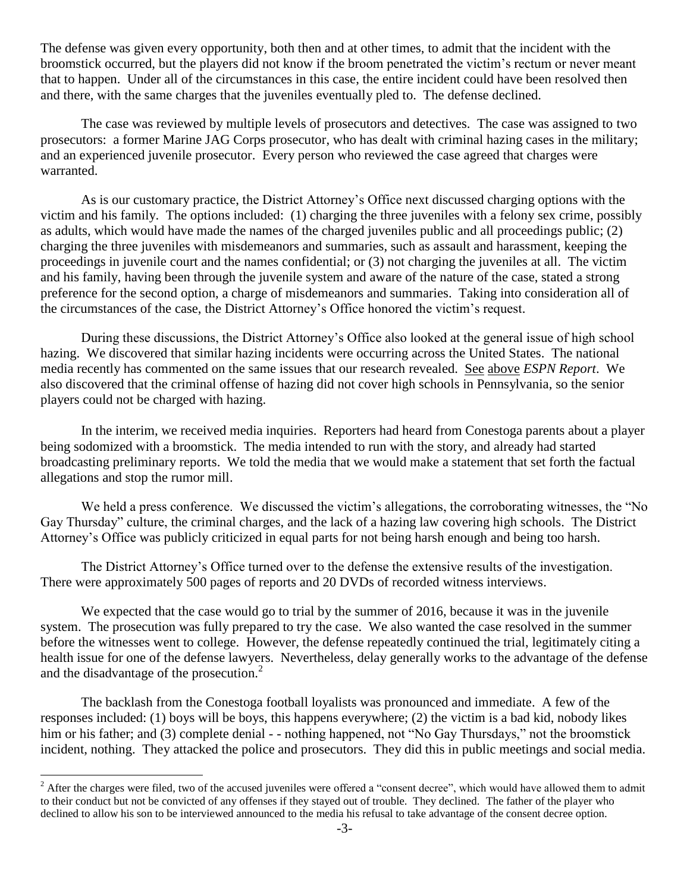The defense was given every opportunity, both then and at other times, to admit that the incident with the broomstick occurred, but the players did not know if the broom penetrated the victim's rectum or never meant that to happen. Under all of the circumstances in this case, the entire incident could have been resolved then and there, with the same charges that the juveniles eventually pled to. The defense declined.

The case was reviewed by multiple levels of prosecutors and detectives. The case was assigned to two prosecutors: a former Marine JAG Corps prosecutor, who has dealt with criminal hazing cases in the military; and an experienced juvenile prosecutor. Every person who reviewed the case agreed that charges were warranted.

As is our customary practice, the District Attorney's Office next discussed charging options with the victim and his family. The options included: (1) charging the three juveniles with a felony sex crime, possibly as adults, which would have made the names of the charged juveniles public and all proceedings public; (2) charging the three juveniles with misdemeanors and summaries, such as assault and harassment, keeping the proceedings in juvenile court and the names confidential; or (3) not charging the juveniles at all. The victim and his family, having been through the juvenile system and aware of the nature of the case, stated a strong preference for the second option, a charge of misdemeanors and summaries. Taking into consideration all of the circumstances of the case, the District Attorney's Office honored the victim's request.

During these discussions, the District Attorney's Office also looked at the general issue of high school hazing. We discovered that similar hazing incidents were occurring across the United States. The national media recently has commented on the same issues that our research revealed. See above *ESPN Report*. We also discovered that the criminal offense of hazing did not cover high schools in Pennsylvania, so the senior players could not be charged with hazing.

In the interim, we received media inquiries. Reporters had heard from Conestoga parents about a player being sodomized with a broomstick. The media intended to run with the story, and already had started broadcasting preliminary reports. We told the media that we would make a statement that set forth the factual allegations and stop the rumor mill.

We held a press conference. We discussed the victim's allegations, the corroborating witnesses, the "No Gay Thursday" culture, the criminal charges, and the lack of a hazing law covering high schools. The District Attorney's Office was publicly criticized in equal parts for not being harsh enough and being too harsh.

The District Attorney's Office turned over to the defense the extensive results of the investigation. There were approximately 500 pages of reports and 20 DVDs of recorded witness interviews.

We expected that the case would go to trial by the summer of 2016, because it was in the juvenile system. The prosecution was fully prepared to try the case. We also wanted the case resolved in the summer before the witnesses went to college. However, the defense repeatedly continued the trial, legitimately citing a health issue for one of the defense lawyers. Nevertheless, delay generally works to the advantage of the defense and the disadvantage of the prosecution.[2]

The backlash from the Conestoga football loyalists was pronounced and immediate. A few of the responses included: (1) boys will be boys, this happens everywhere; (2) the victim is a bad kid, nobody likes him or his father; and (3) complete denial - - nothing happened, not "No Gay Thursdays," not the broomstick incident, nothing. They attacked the police and prosecutors. They did this in public meetings and social media.

[2] After the charges were filed, two of the accused juveniles were offered a "consent decree", which would have allowed them to admit to their conduct but not be convicted of any offenses if they stayed out of trouble. They declined. The father of the player who declined to allow his son to be interviewed announced to the media his refusal to take advantage of the consent decree option.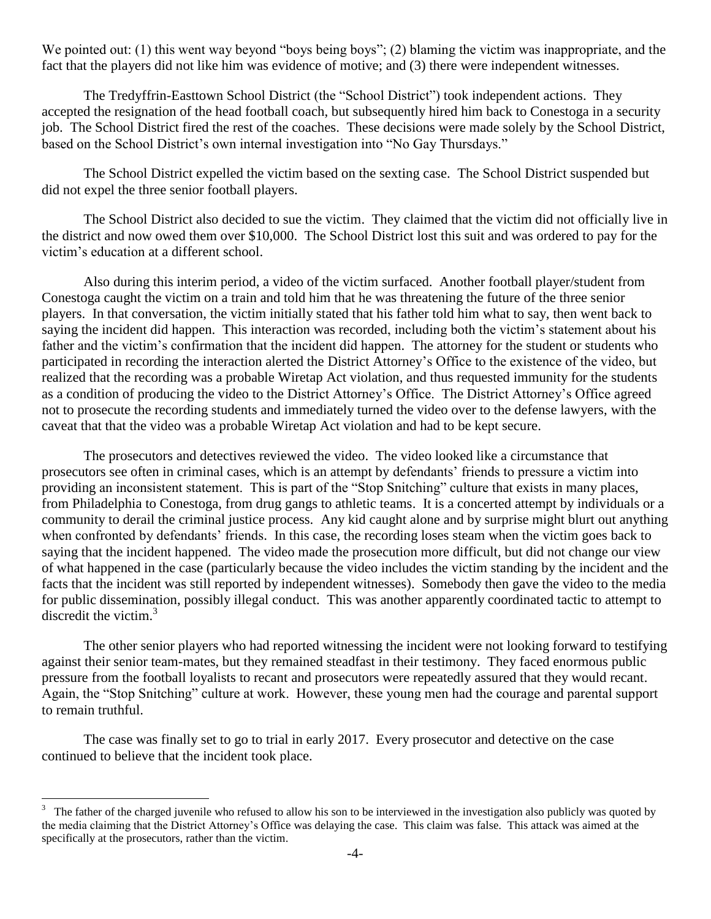We pointed out: (1) this went way beyond "boys being boys"; (2) blaming the victim was inappropriate, and the fact that the players did not like him was evidence of motive; and (3) there were independent witnesses.

The Tredyffrin-Easttown School District (the "School District") took independent actions. They accepted the resignation of the head football coach, but subsequently hired him back to Conestoga in a security job. The School District fired the rest of the coaches. These decisions were made solely by the School District, based on the School District's own internal investigation into "No Gay Thursdays."

The School District expelled the victim based on the sexting case. The School District suspended but did not expel the three senior football players.

The School District also decided to sue the victim. They claimed that the victim did not officially live in the district and now owed them over $10,000. The School District lost this suit and was ordered to pay for the victim's education at a different school.

Also during this interim period, a video of the victim surfaced. Another football player/student from Conestoga caught the victim on a train and told him that he was threatening the future of the three senior players. In that conversation, the victim initially stated that his father told him what to say, then went back to saying the incident did happen. This interaction was recorded, including both the victim's statement about his father and the victim's confirmation that the incident did happen. The attorney for the student or students who participated in recording the interaction alerted the District Attorney's Office to the existence of the video, but realized that the recording was a probable Wiretap Act violation, and thus requested immunity for the students as a condition of producing the video to the District Attorney's Office. The District Attorney's Office agreed not to prosecute the recording students and immediately turned the video over to the defense lawyers, with the caveat that that the video was a probable Wiretap Act violation and had to be kept secure.

The prosecutors and detectives reviewed the video. The video looked like a circumstance that prosecutors see often in criminal cases, which is an attempt by defendants' friends to pressure a victim into providing an inconsistent statement. This is part of the "Stop Snitching" culture that exists in many places, from Philadelphia to Conestoga, from drug gangs to athletic teams. It is a concerted attempt by individuals or a community to derail the criminal justice process. Any kid caught alone and by surprise might blurt out anything when confronted by defendants' friends. In this case, the recording loses steam when the victim goes back to saying that the incident happened. The video made the prosecution more difficult, but did not change our view of what happened in the case (particularly because the video includes the victim standing by the incident and the facts that the incident was still reported by independent witnesses). Somebody then gave the video to the media for public dissemination, possibly illegal conduct. This was another apparently coordinated tactic to attempt to discredit the victim.[3]

The other senior players who had reported witnessing the incident were not looking forward to testifying against their senior team-mates, but they remained steadfast in their testimony. They faced enormous public pressure from the football loyalists to recant and prosecutors were repeatedly assured that they would recant. Again, the "Stop Snitching" culture at work. However, these young men had the courage and parental support to remain truthful.

The case was finally set to go to trial in early 2017. Every prosecutor and detective on the case continued to believe that the incident took place.

---

[3] The father of the charged juvenile who refused to allow his son to be interviewed in the investigation also publicly was quoted by the media claiming that the District Attorney's Office was delaying the case. This claim was false. This attack was aimed at the specifically at the prosecutors, rather than the victim.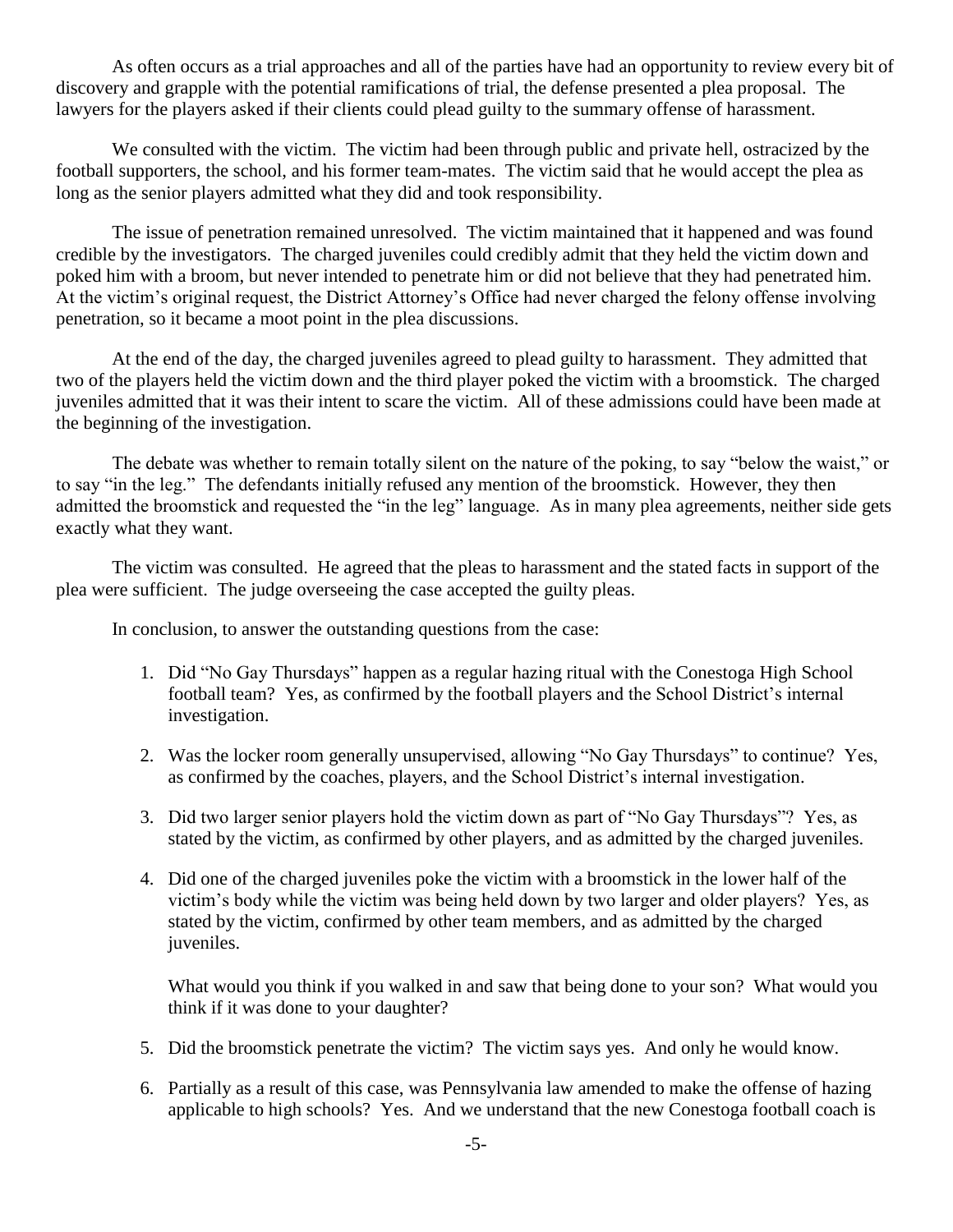As often occurs as a trial approaches and all of the parties have had an opportunity to review every bit of discovery and grapple with the potential ramifications of trial, the defense presented a plea proposal. The lawyers for the players asked if their clients could plead guilty to the summary offense of harassment.

We consulted with the victim. The victim had been through public and private hell, ostracized by the football supporters, the school, and his former team-mates. The victim said that he would accept the plea as long as the senior players admitted what they did and took responsibility.

The issue of penetration remained unresolved. The victim maintained that it happened and was found credible by the investigators. The charged juveniles could credibly admit that they held the victim down and poked him with a broom, but never intended to penetrate him or did not believe that they had penetrated him. At the victim's original request, the District Attorney's Office had never charged the felony offense involving penetration, so it became a moot point in the plea discussions.

At the end of the day, the charged juveniles agreed to plead guilty to harassment. They admitted that two of the players held the victim down and the third player poked the victim with a broomstick. The charged juveniles admitted that it was their intent to scare the victim. All of these admissions could have been made at the beginning of the investigation.

The debate was whether to remain totally silent on the nature of the poking, to say "below the waist," or to say "in the leg." The defendants initially refused any mention of the broomstick. However, they then admitted the broomstick and requested the "in the leg" language. As in many plea agreements, neither side gets exactly what they want.

The victim was consulted. He agreed that the pleas to harassment and the stated facts in support of the plea were sufficient. The judge overseeing the case accepted the guilty pleas.

In conclusion, to answer the outstanding questions from the case:

1. Did "No Gay Thursdays" happen as a regular hazing ritual with the Conestoga High School football team? Yes, as confirmed by the football players and the School District's internal investigation.

2. Was the locker room generally unsupervised, allowing "No Gay Thursdays" to continue? Yes, as confirmed by the coaches, players, and the School District's internal investigation.

3. Did two larger senior players hold the victim down as part of "No Gay Thursdays"? Yes, as stated by the victim, as confirmed by other players, and as admitted by the charged juveniles.

4. Did one of the charged juveniles poke the victim with a broomstick in the lower half of the victim's body while the victim was being held down by two larger and older players? Yes, as stated by the victim, confirmed by other team members, and as admitted by the charged juveniles.

   What would you think if you walked in and saw that being done to your son? What would you think if it was done to your daughter?

5. Did the broomstick penetrate the victim? The victim says yes. And only he would know.

6. Partially as a result of this case, was Pennsylvania law amended to make the offense of hazing applicable to high schools? Yes. And we understand that the new Conestoga football coach is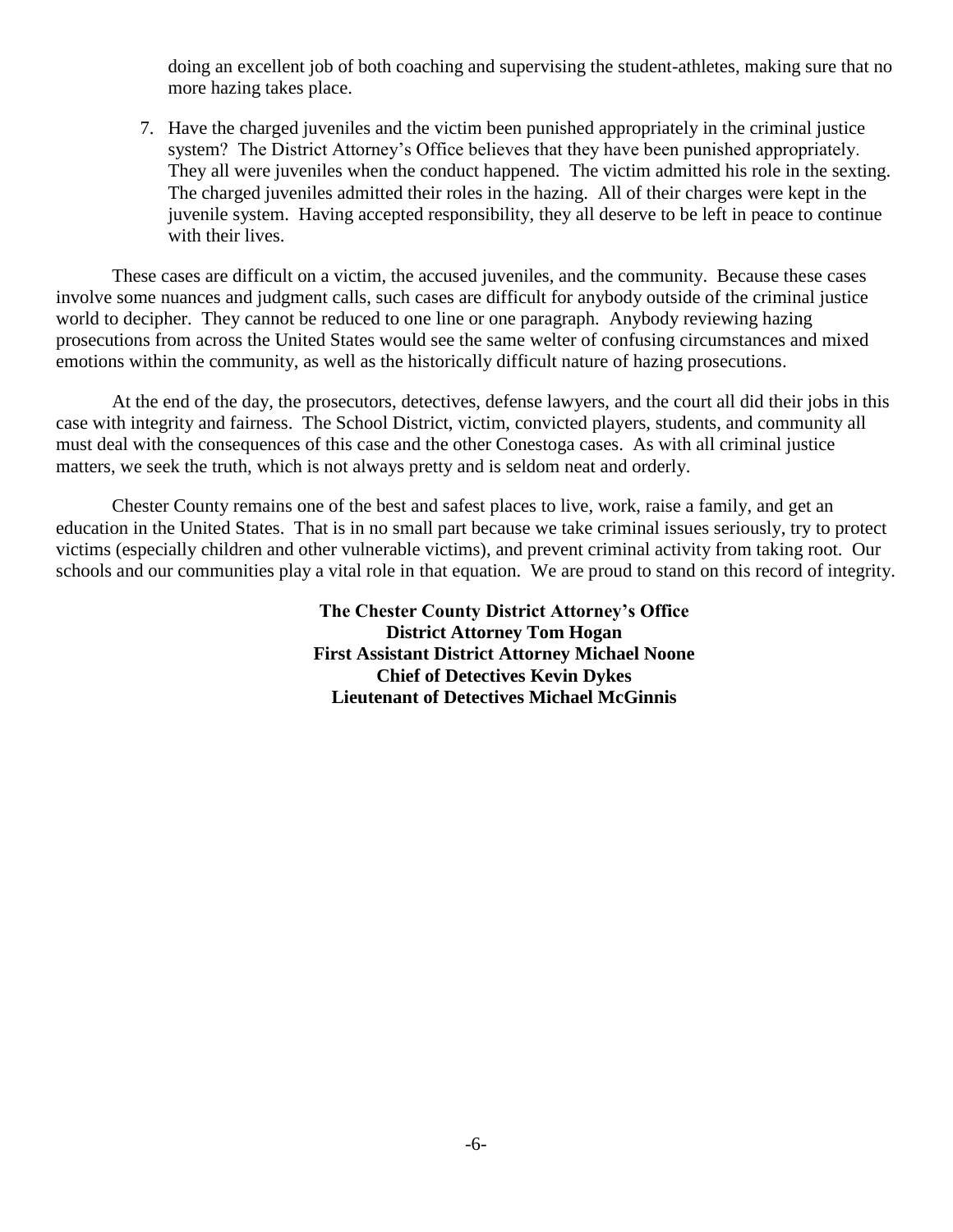doing an excellent job of both coaching and supervising the student-athletes, making sure that no more hazing takes place.

7. Have the charged juveniles and the victim been punished appropriately in the criminal justice system? The District Attorney's Office believes that they have been punished appropriately. They all were juveniles when the conduct happened. The victim admitted his role in the sexting. The charged juveniles admitted their roles in the hazing. All of their charges were kept in the juvenile system. Having accepted responsibility, they all deserve to be left in peace to continue with their lives.

These cases are difficult on a victim, the accused juveniles, and the community. Because these cases involve some nuances and judgment calls, such cases are difficult for anybody outside of the criminal justice world to decipher. They cannot be reduced to one line or one paragraph. Anybody reviewing hazing prosecutions from across the United States would see the same welter of confusing circumstances and mixed emotions within the community, as well as the historically difficult nature of hazing prosecutions.

At the end of the day, the prosecutors, detectives, defense lawyers, and the court all did their jobs in this case with integrity and fairness. The School District, victim, convicted players, students, and community all must deal with the consequences of this case and the other Conestoga cases. As with all criminal justice matters, we seek the truth, which is not always pretty and is seldom neat and orderly.

Chester County remains one of the best and safest places to live, work, raise a family, and get an education in the United States. That is in no small part because we take criminal issues seriously, try to protect victims (especially children and other vulnerable victims), and prevent criminal activity from taking root. Our schools and our communities play a vital role in that equation. We are proud to stand on this record of integrity.

**The Chester County District Attorney's Office**
**District Attorney Tom Hogan**
**First Assistant District Attorney Michael Noone**
**Chief of Detectives Kevin Dykes**
**Lieutenant of Detectives Michael McGinnis**